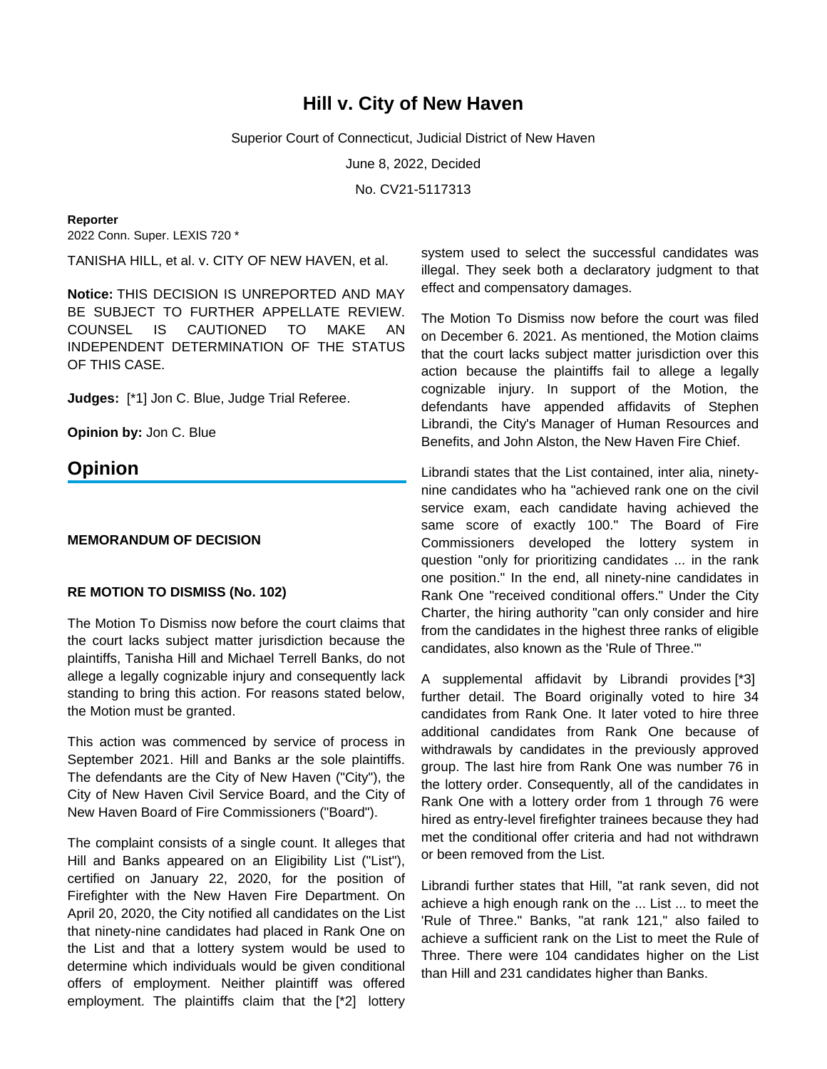# Hill v. City of New Haven

Superior Court of Connecticut, Judicial District of New Haven

June 8, 2022, Decided

No. CV21-5117313

**Reporter**

2022 Conn. Super. LEXIS 720 *

TANISHA HILL, et al. v. CITY OF NEW HAVEN, et al.

**Notice:** THIS DECISION IS UNREPORTED AND MAY BE SUBJECT TO FURTHER APPELLATE REVIEW. COUNSEL IS CAUTIONED TO MAKE AN INDEPENDENT DETERMINATION OF THE STATUS OF THIS CASE.

**Judges:** [*1] Jon C. Blue, Judge Trial Referee.

**Opinion by:** Jon C. Blue

## Opinion

### MEMORANDUM OF DECISION

### RE MOTION TO DISMISS (No. 102)

The Motion To Dismiss now before the court claims that the court lacks subject matter jurisdiction because the plaintiffs, Tanisha Hill and Michael Terrell Banks, do not allege a legally cognizable injury and consequently lack standing to bring this action. For reasons stated below, the Motion must be granted.

This action was commenced by service of process in September 2021. Hill and Banks ar the sole plaintiffs. The defendants are the City of New Haven ("City"), the City of New Haven Civil Service Board, and the City of New Haven Board of Fire Commissioners ("Board").

The complaint consists of a single count. It alleges that Hill and Banks appeared on an Eligibility List ("List"), certified on January 22, 2020, for the position of Firefighter with the New Haven Fire Department. On April 20, 2020, the City notified all candidates on the List that ninety-nine candidates had placed in Rank One on the List and that a lottery system would be used to determine which individuals would be given conditional offers of employment. Neither plaintiff was offered employment. The plaintiffs claim that the [*2] lottery system used to select the successful candidates was illegal. They seek both a declaratory judgment to that effect and compensatory damages.

The Motion To Dismiss now before the court was filed on December 6. 2021. As mentioned, the Motion claims that the court lacks subject matter jurisdiction over this action because the plaintiffs fail to allege a legally cognizable injury. In support of the Motion, the defendants have appended affidavits of Stephen Librandi, the City's Manager of Human Resources and Benefits, and John Alston, the New Haven Fire Chief.

Librandi states that the List contained, inter alia, ninety-nine candidates who ha "achieved rank one on the civil service exam, each candidate having achieved the same score of exactly 100." The Board of Fire Commissioners developed the lottery system in question "only for prioritizing candidates ... in the rank one position." In the end, all ninety-nine candidates in Rank One "received conditional offers." Under the City Charter, the hiring authority "can only consider and hire from the candidates in the highest three ranks of eligible candidates, also known as the 'Rule of Three.'"

A supplemental affidavit by Librandi provides [*3] further detail. The Board originally voted to hire 34 candidates from Rank One. It later voted to hire three additional candidates from Rank One because of withdrawals by candidates in the previously approved group. The last hire from Rank One was number 76 in the lottery order. Consequently, all of the candidates in Rank One with a lottery order from 1 through 76 were hired as entry-level firefighter trainees because they had met the conditional offer criteria and had not withdrawn or been removed from the List.

Librandi further states that Hill, "at rank seven, did not achieve a high enough rank on the ... List ... to meet the 'Rule of Three." Banks, "at rank 121," also failed to achieve a sufficient rank on the List to meet the Rule of Three. There were 104 candidates higher on the List than Hill and 231 candidates higher than Banks.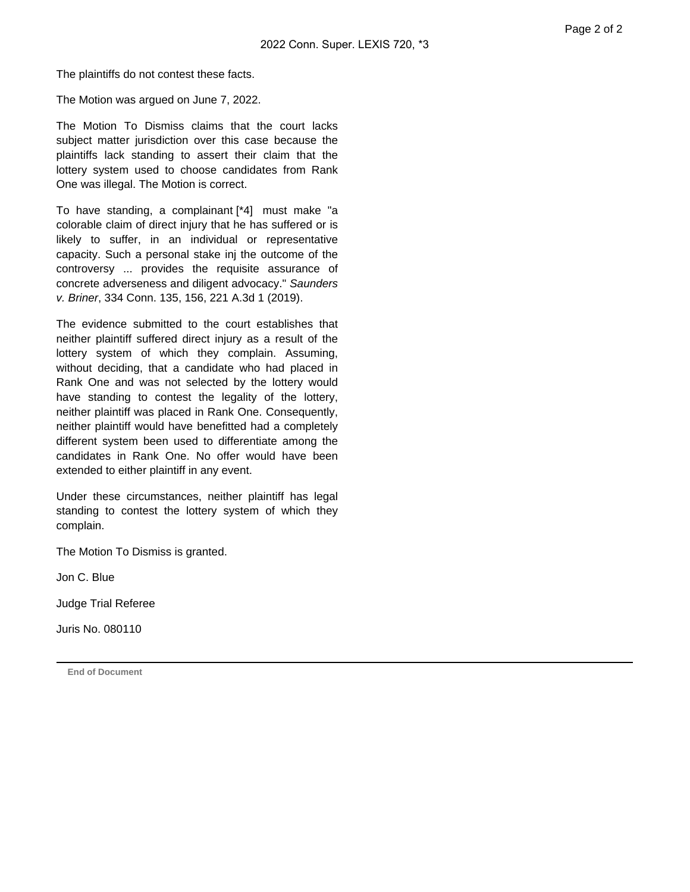The plaintiffs do not contest these facts.

The Motion was argued on June 7, 2022.

The Motion To Dismiss claims that the court lacks subject matter jurisdiction over this case because the plaintiffs lack standing to assert their claim that the lottery system used to choose candidates from Rank One was illegal. The Motion is correct.

To have standing, a complainant [*4] must make "a colorable claim of direct injury that he has suffered or is likely to suffer, in an individual or representative capacity. Such a personal stake inj the outcome of the controversy ... provides the requisite assurance of concrete adverseness and diligent advocacy." *Saunders v. Briner*, 334 Conn. 135, 156, 221 A.3d 1 (2019).

The evidence submitted to the court establishes that neither plaintiff suffered direct injury as a result of the lottery system of which they complain. Assuming, without deciding, that a candidate who had placed in Rank One and was not selected by the lottery would have standing to contest the legality of the lottery, neither plaintiff was placed in Rank One. Consequently, neither plaintiff would have benefitted had a completely different system been used to differentiate among the candidates in Rank One. No offer would have been extended to either plaintiff in any event.

Under these circumstances, neither plaintiff has legal standing to contest the lottery system of which they complain.

The Motion To Dismiss is granted.

Jon C. Blue

Judge Trial Referee

Juris No. 080110

**End of Document**